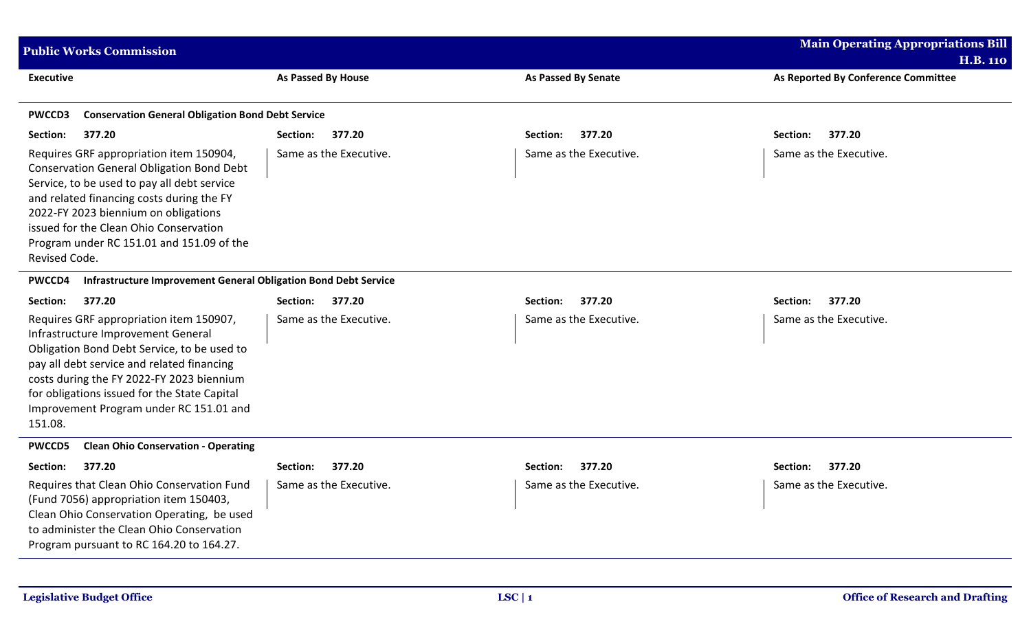**Public Works Commission** — Main Operating Appropriations Bill H.B. 110

| Executive | As Passed By House | As Passed By Senate | As Reported By Conference Committee |
|---|---|---|---|
| **PWCCD3 Conservation General Obligation Bond Debt Service** | | | |
| **Section: 377.20** | **Section: 377.20** | **Section: 377.20** | **Section: 377.20** |
| Requires GRF appropriation item 150904, Conservation General Obligation Bond Debt Service, to be used to pay all debt service and related financing costs during the FY 2022-FY 2023 biennium on obligations issued for the Clean Ohio Conservation Program under RC 151.01 and 151.09 of the Revised Code. | Same as the Executive. | Same as the Executive. | Same as the Executive. |
| **PWCCD4 Infrastructure Improvement General Obligation Bond Debt Service** | | | |
| **Section: 377.20** | **Section: 377.20** | **Section: 377.20** | **Section: 377.20** |
| Requires GRF appropriation item 150907, Infrastructure Improvement General Obligation Bond Debt Service, to be used to pay all debt service and related financing costs during the FY 2022-FY 2023 biennium for obligations issued for the State Capital Improvement Program under RC 151.01 and 151.08. | Same as the Executive. | Same as the Executive. | Same as the Executive. |
| **PWCCD5 Clean Ohio Conservation - Operating** | | | |
| **Section: 377.20** | **Section: 377.20** | **Section: 377.20** | **Section: 377.20** |
| Requires that Clean Ohio Conservation Fund (Fund 7056) appropriation item 150403, Clean Ohio Conservation Operating, be used to administer the Clean Ohio Conservation Program pursuant to RC 164.20 to 164.27. | Same as the Executive. | Same as the Executive. | Same as the Executive. |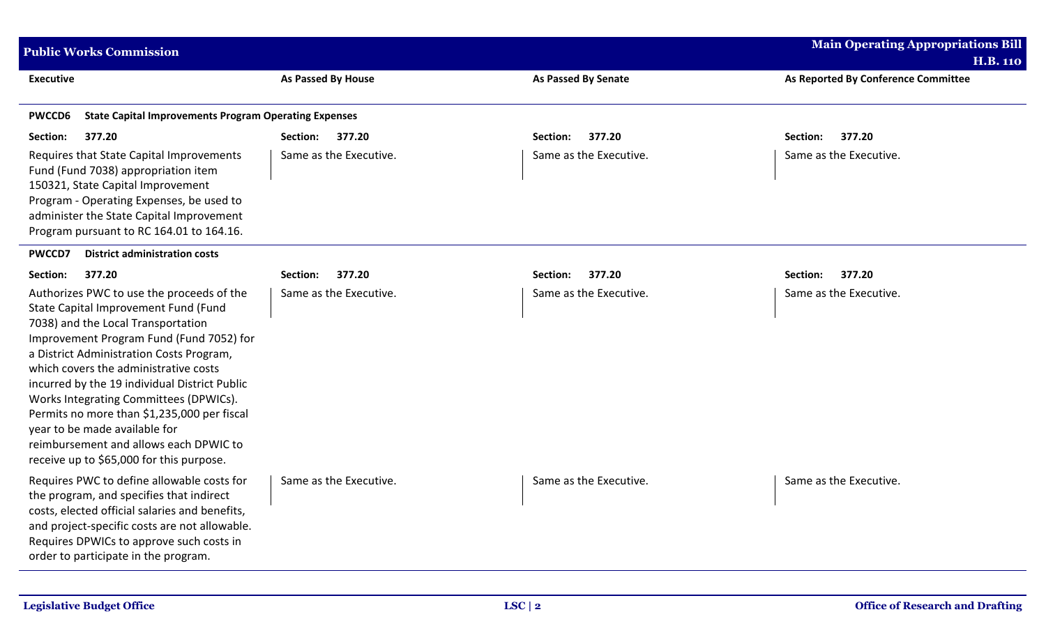| Executive | As Passed By House | As Passed By Senate | As Reported By Conference Committee |
|---|---|---|---|
| **PWCCD6 State Capital Improvements Program Operating Expenses** | | | |
| **Section: 377.20** | **Section: 377.20** | **Section: 377.20** | **Section: 377.20** |
| Requires that State Capital Improvements Fund (Fund 7038) appropriation item 150321, State Capital Improvement Program - Operating Expenses, be used to administer the State Capital Improvement Program pursuant to RC 164.01 to 164.16. | Same as the Executive. | Same as the Executive. | Same as the Executive. |
| **PWCCD7 District administration costs** | | | |
| **Section: 377.20** | **Section: 377.20** | **Section: 377.20** | **Section: 377.20** |
| Authorizes PWC to use the proceeds of the State Capital Improvement Fund (Fund 7038) and the Local Transportation Improvement Program Fund (Fund 7052) for a District Administration Costs Program, which covers the administrative costs incurred by the 19 individual District Public Works Integrating Committees (DPWICs). Permits no more than $1,235,000 per fiscal year to be made available for reimbursement and allows each DPWIC to receive up to $65,000 for this purpose. | Same as the Executive. | Same as the Executive. | Same as the Executive. |
| Requires PWC to define allowable costs for the program, and specifies that indirect costs, elected official salaries and benefits, and project-specific costs are not allowable. Requires DPWICs to approve such costs in order to participate in the program. | Same as the Executive. | Same as the Executive. | Same as the Executive. |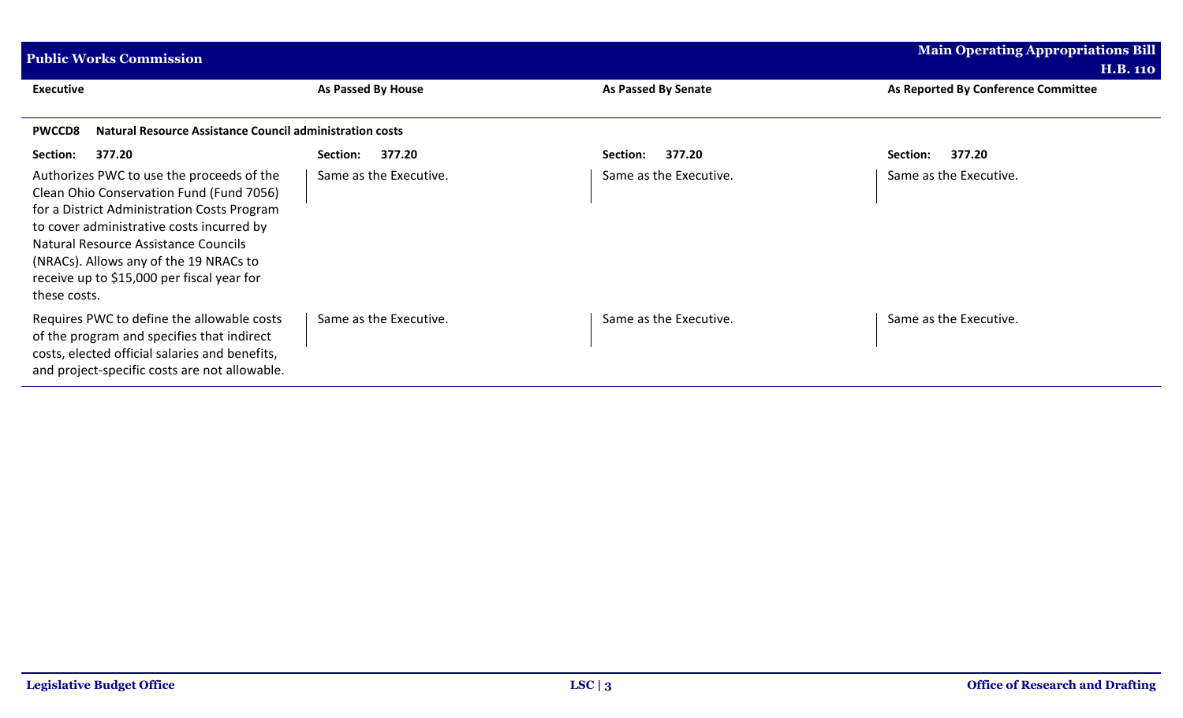| Executive | As Passed By House | As Passed By Senate | As Reported By Conference Committee |
|---|---|---|---|
| **PWCCD8 Natural Resource Assistance Council administration costs** | | | |
| **Section: 377.20** | **Section: 377.20** | **Section: 377.20** | **Section: 377.20** |
| Authorizes PWC to use the proceeds of the Clean Ohio Conservation Fund (Fund 7056) for a District Administration Costs Program to cover administrative costs incurred by Natural Resource Assistance Councils (NRACs). Allows any of the 19 NRACs to receive up to $15,000 per fiscal year for these costs. | Same as the Executive. | Same as the Executive. | Same as the Executive. |
| Requires PWC to define the allowable costs of the program and specifies that indirect costs, elected official salaries and benefits, and project-specific costs are not allowable. | Same as the Executive. | Same as the Executive. | Same as the Executive. |